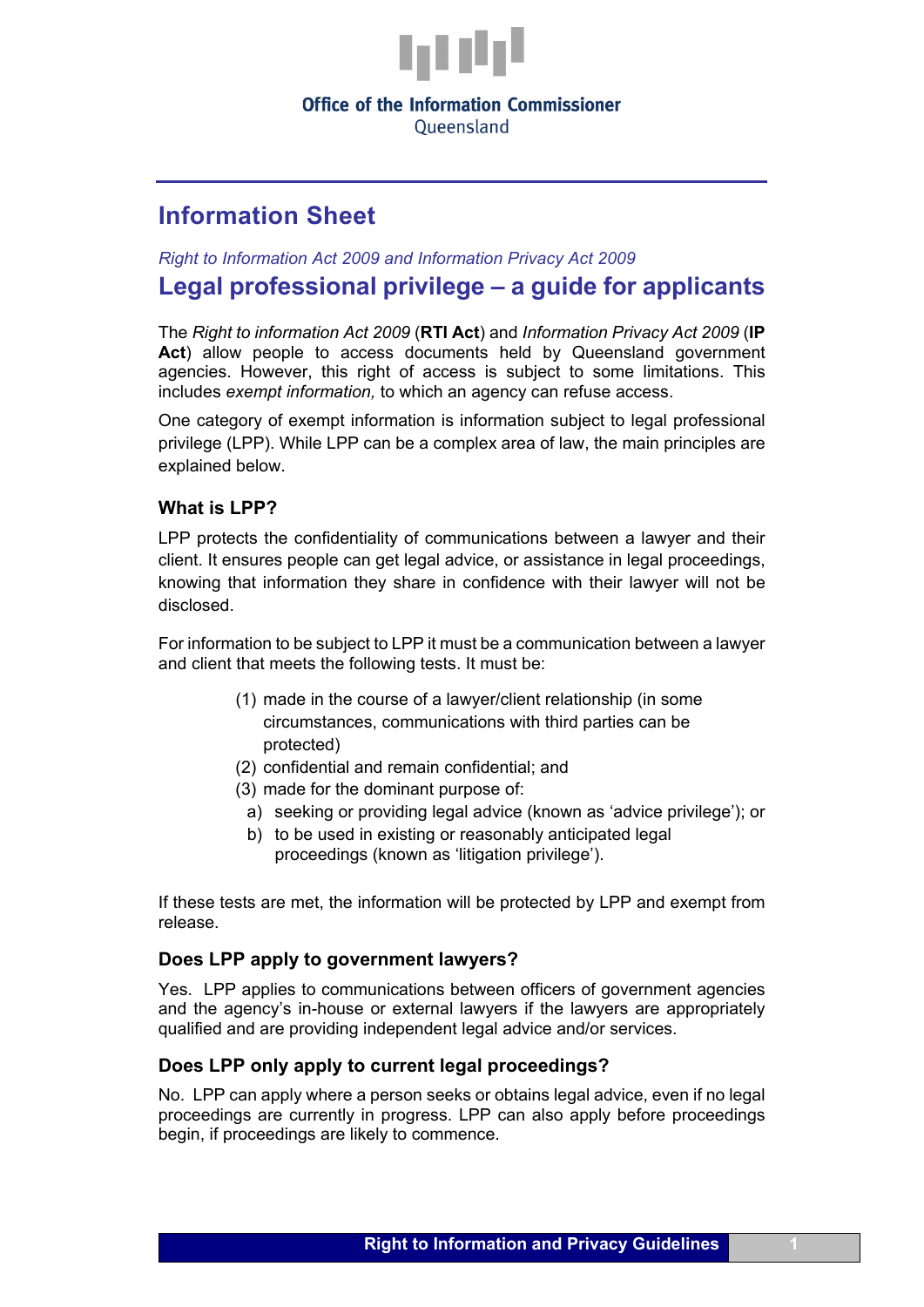Office of the Information Commissioner
Queensland

# Information Sheet

*Right to Information Act 2009 and Information Privacy Act 2009*

## Legal professional privilege – a guide for applicants

The *Right to information Act 2009* (**RTI Act**) and *Information Privacy Act 2009* (**IP Act**) allow people to access documents held by Queensland government agencies. However, this right of access is subject to some limitations. This includes *exempt information,* to which an agency can refuse access.

One category of exempt information is information subject to legal professional privilege (LPP). While LPP can be a complex area of law, the main principles are explained below.

### What is LPP?

LPP protects the confidentiality of communications between a lawyer and their client. It ensures people can get legal advice, or assistance in legal proceedings, knowing that information they share in confidence with their lawyer will not be disclosed.

For information to be subject to LPP it must be a communication between a lawyer and client that meets the following tests. It must be:

(1) made in the course of a lawyer/client relationship (in some circumstances, communications with third parties can be protected)
(2) confidential and remain confidential; and
(3) made for the dominant purpose of:
  a) seeking or providing legal advice (known as 'advice privilege'); or
  b) to be used in existing or reasonably anticipated legal proceedings (known as 'litigation privilege').

If these tests are met, the information will be protected by LPP and exempt from release.

### Does LPP apply to government lawyers?

Yes. LPP applies to communications between officers of government agencies and the agency's in-house or external lawyers if the lawyers are appropriately qualified and are providing independent legal advice and/or services.

### Does LPP only apply to current legal proceedings?

No. LPP can apply where a person seeks or obtains legal advice, even if no legal proceedings are currently in progress. LPP can also apply before proceedings begin, if proceedings are likely to commence.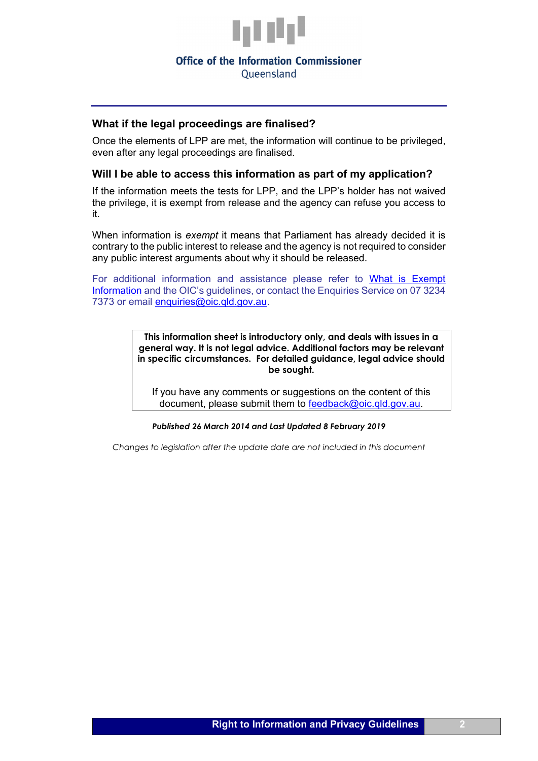## What if the legal proceedings are finalised?

Once the elements of LPP are met, the information will continue to be privileged, even after any legal proceedings are finalised.

## Will I be able to access this information as part of my application?

If the information meets the tests for LPP, and the LPP's holder has not waived the privilege, it is exempt from release and the agency can refuse you access to it.

When information is *exempt* it means that Parliament has already decided it is contrary to the public interest to release and the agency is not required to consider any public interest arguments about why it should be released.

For additional information and assistance please refer to What is Exempt Information and the OIC's guidelines, or contact the Enquiries Service on 07 3234 7373 or email enquiries@oic.qld.gov.au.

**This information sheet is introductory only, and deals with issues in a general way. It is not legal advice. Additional factors may be relevant in specific circumstances. For detailed guidance, legal advice should be sought.**

If you have any comments or suggestions on the content of this document, please submit them to feedback@oic.qld.gov.au.

***Published 26 March 2014 and Last Updated 8 February 2019***

*Changes to legislation after the update date are not included in this document*